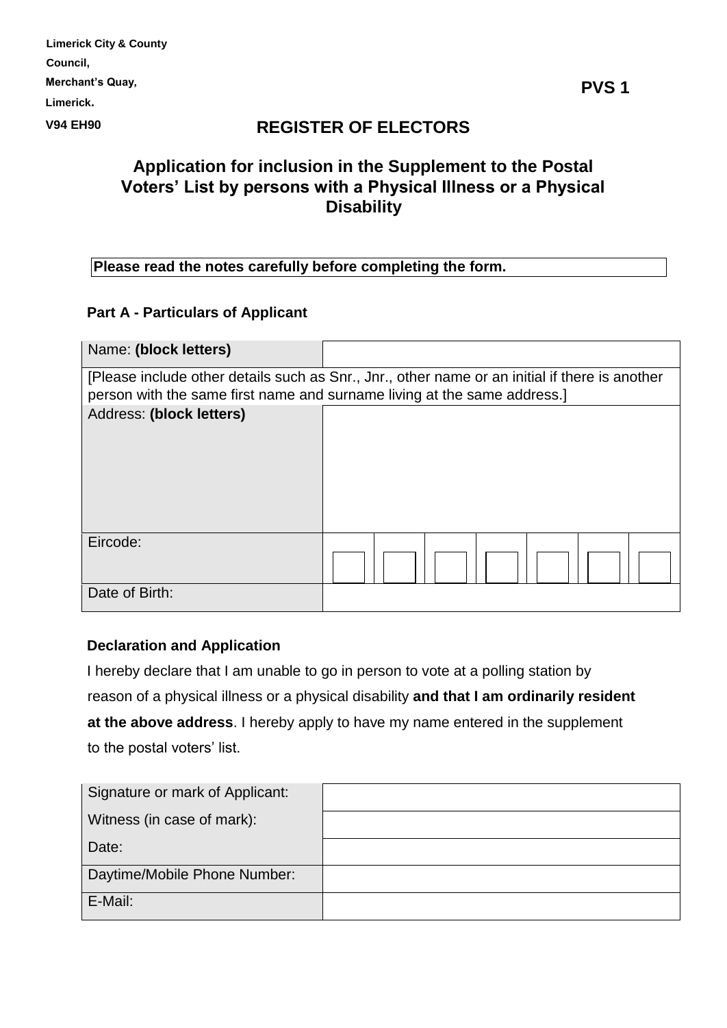**Limerick City & County Council,**
**Merchant's Quay,**
**Limerick.**
**V94 EH90**

**PVS 1**

# REGISTER OF ELECTORS

## Application for inclusion in the Supplement to the Postal Voters' List by persons with a Physical Illness or a Physical Disability

**Please read the notes carefully before completing the form.**

### Part A - Particulars of Applicant

| Name: **(block letters)** | |
|---|---|
| [Please include other details such as Snr., Jnr., other name or an initial if there is another person with the same first name and surname living at the same address.] | |
| Address: **(block letters)** | |
| Eircode: | |
| Date of Birth: | |

### Declaration and Application

I hereby declare that I am unable to go in person to vote at a polling station by reason of a physical illness or a physical disability **and that I am ordinarily resident at the above address**. I hereby apply to have my name entered in the supplement to the postal voters' list.

| Signature or mark of Applicant: | |
|---|---|
| Witness (in case of mark): | |
| Date: | |
| Daytime/Mobile Phone Number: | |
| E-Mail: | |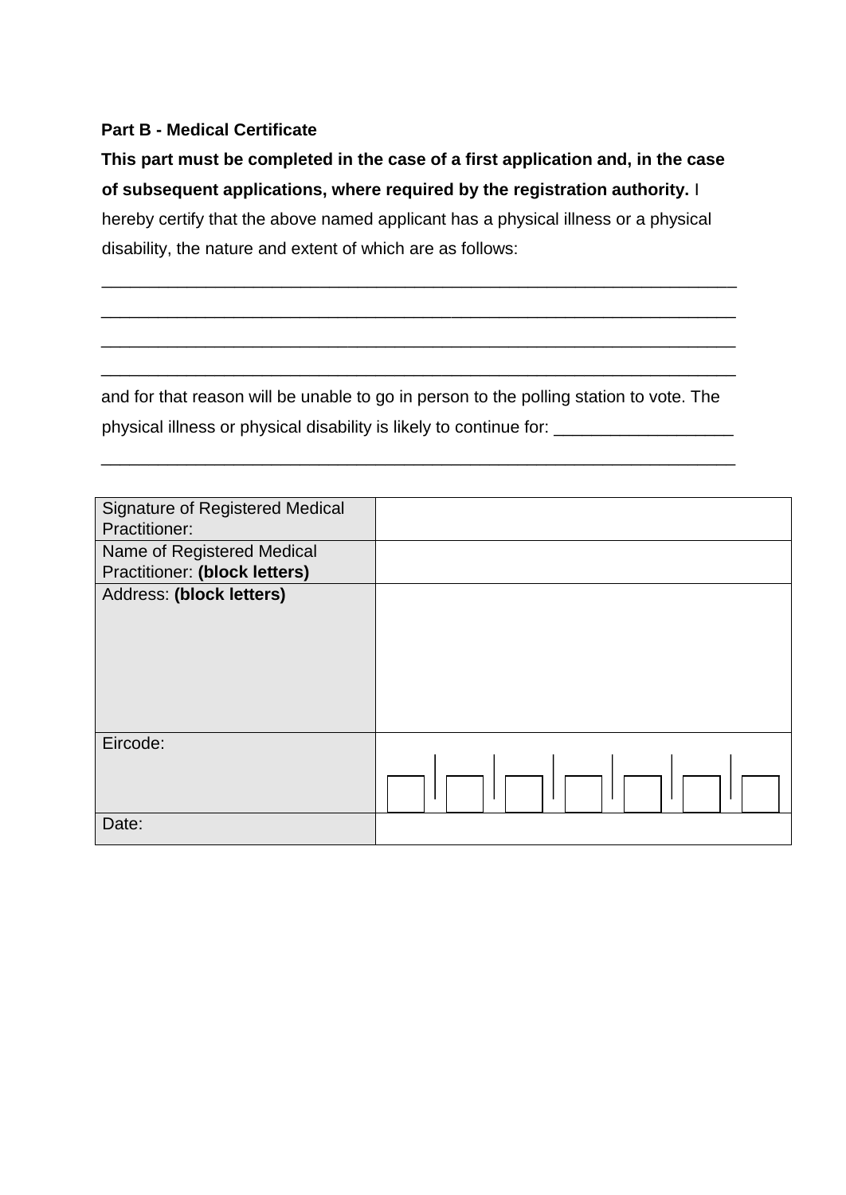**Part B - Medical Certificate**

**This part must be completed in the case of a first application and, in the case of subsequent applications, where required by the registration authority.** I hereby certify that the above named applicant has a physical illness or a physical disability, the nature and extent of which are as follows:

______________________________________________________________________

______________________________________________________________________

______________________________________________________________________

______________________________________________________________________

and for that reason will be unable to go in person to the polling station to vote. The physical illness or physical disability is likely to continue for: ___________________

______________________________________________________________________

| | |
|---|---|
| Signature of Registered Medical Practitioner: | |
| Name of Registered Medical Practitioner: **(block letters)** | |
| Address: **(block letters)** | |
| Eircode: | ☐ ☐ ☐ ☐ ☐ ☐ ☐ |
| Date: | |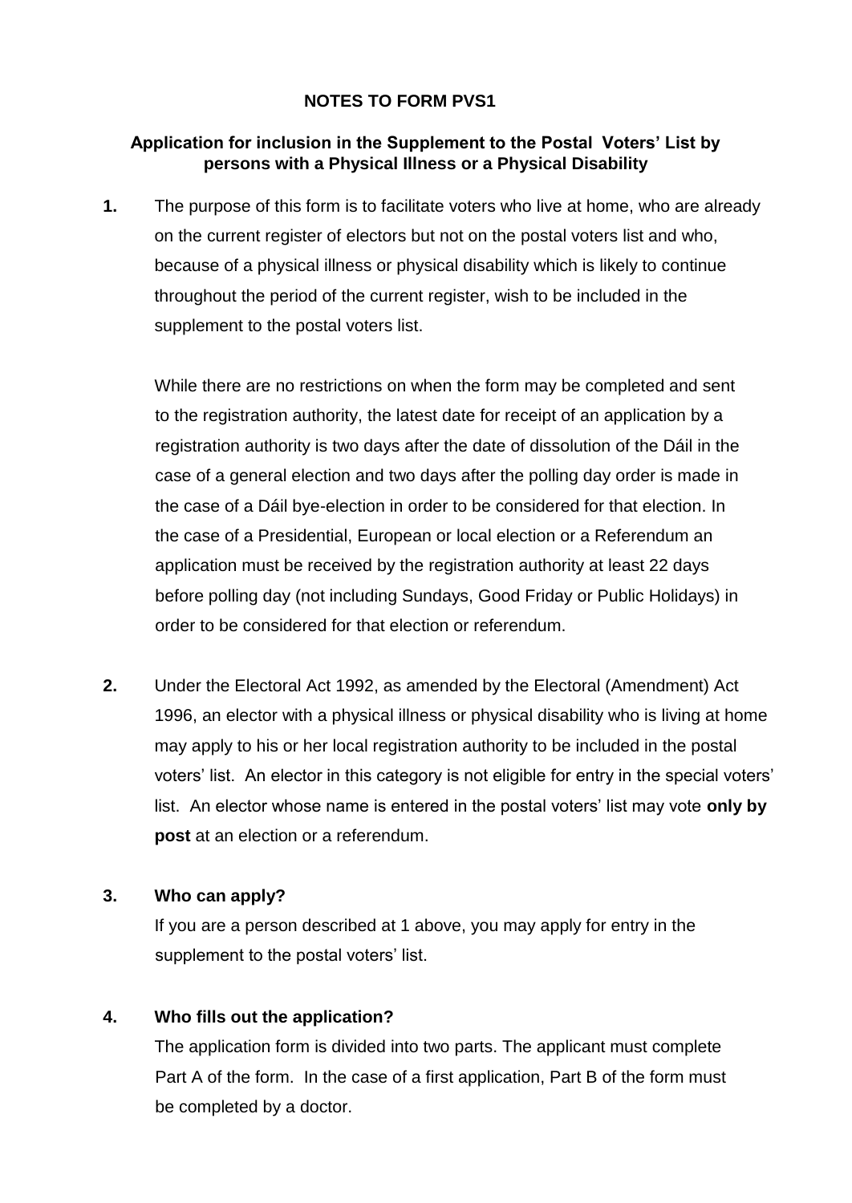# NOTES TO FORM PVS1

## Application for inclusion in the Supplement to the Postal Voters' List by persons with a Physical Illness or a Physical Disability

**1.** The purpose of this form is to facilitate voters who live at home, who are already on the current register of electors but not on the postal voters list and who, because of a physical illness or physical disability which is likely to continue throughout the period of the current register, wish to be included in the supplement to the postal voters list.

While there are no restrictions on when the form may be completed and sent to the registration authority, the latest date for receipt of an application by a registration authority is two days after the date of dissolution of the Dáil in the case of a general election and two days after the polling day order is made in the case of a Dáil bye-election in order to be considered for that election. In the case of a Presidential, European or local election or a Referendum an application must be received by the registration authority at least 22 days before polling day (not including Sundays, Good Friday or Public Holidays) in order to be considered for that election or referendum.

**2.** Under the Electoral Act 1992, as amended by the Electoral (Amendment) Act 1996, an elector with a physical illness or physical disability who is living at home may apply to his or her local registration authority to be included in the postal voters' list. An elector in this category is not eligible for entry in the special voters' list. An elector whose name is entered in the postal voters' list may vote **only by post** at an election or a referendum.

**3. Who can apply?**

If you are a person described at 1 above, you may apply for entry in the supplement to the postal voters' list.

**4. Who fills out the application?**

The application form is divided into two parts. The applicant must complete Part A of the form. In the case of a first application, Part B of the form must be completed by a doctor.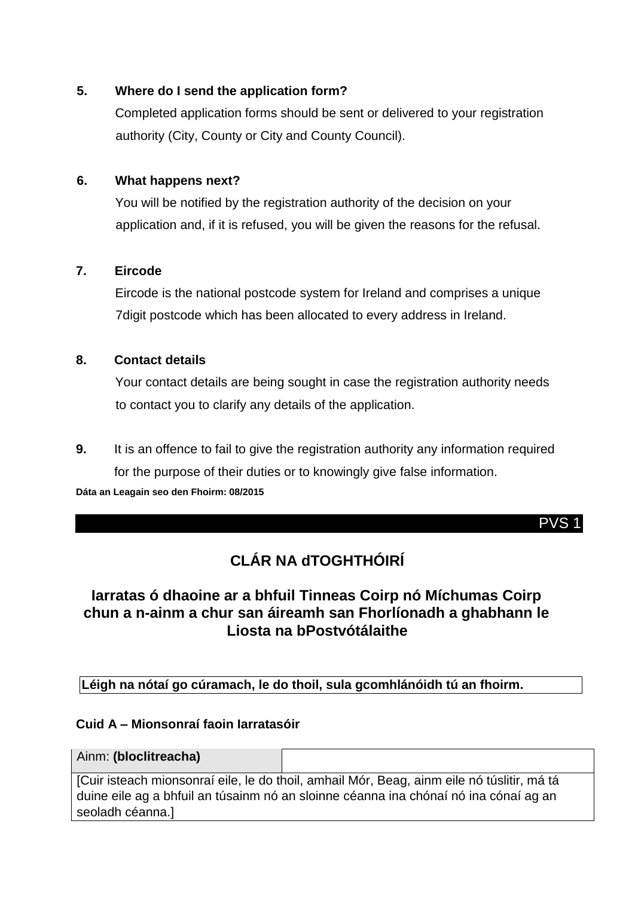**5. Where do I send the application form?**

Completed application forms should be sent or delivered to your registration authority (City, County or City and County Council).

**6. What happens next?**

You will be notified by the registration authority of the decision on your application and, if it is refused, you will be given the reasons for the refusal.

**7. Eircode**

Eircode is the national postcode system for Ireland and comprises a unique 7digit postcode which has been allocated to every address in Ireland.

**8. Contact details**

Your contact details are being sought in case the registration authority needs to contact you to clarify any details of the application.

**9.** It is an offence to fail to give the registration authority any information required for the purpose of their duties or to knowingly give false information.

**Dáta an Leagain seo den Fhoirm: 08/2015**

PVS 1

## CLÁR NA dTOGHTHÓIRÍ

### Iarratas ó dhaoine ar a bhfuil Tinneas Coirp nó Míchumas Coirp chun a n-ainm a chur san áireamh san Fhorlíonadh a ghabhann le Liosta na bPostvótálaithe

**Léigh na nótaí go cúramach, le do thoil, sula gcomhlánóidh tú an fhoirm.**

**Cuid A – Mionsonraí faoin Iarratasóir**

| Ainm: **(bloclitreacha)** | |
|---|---|
| [Cuir isteach mionsonraí eile, le do thoil, amhail Mór, Beag, ainm eile nó túslitir, má tá duine eile ag a bhfuil an túsainm nó an sloinne céanna ina chónaí nó ina cónaí ag an seoladh céanna.] | |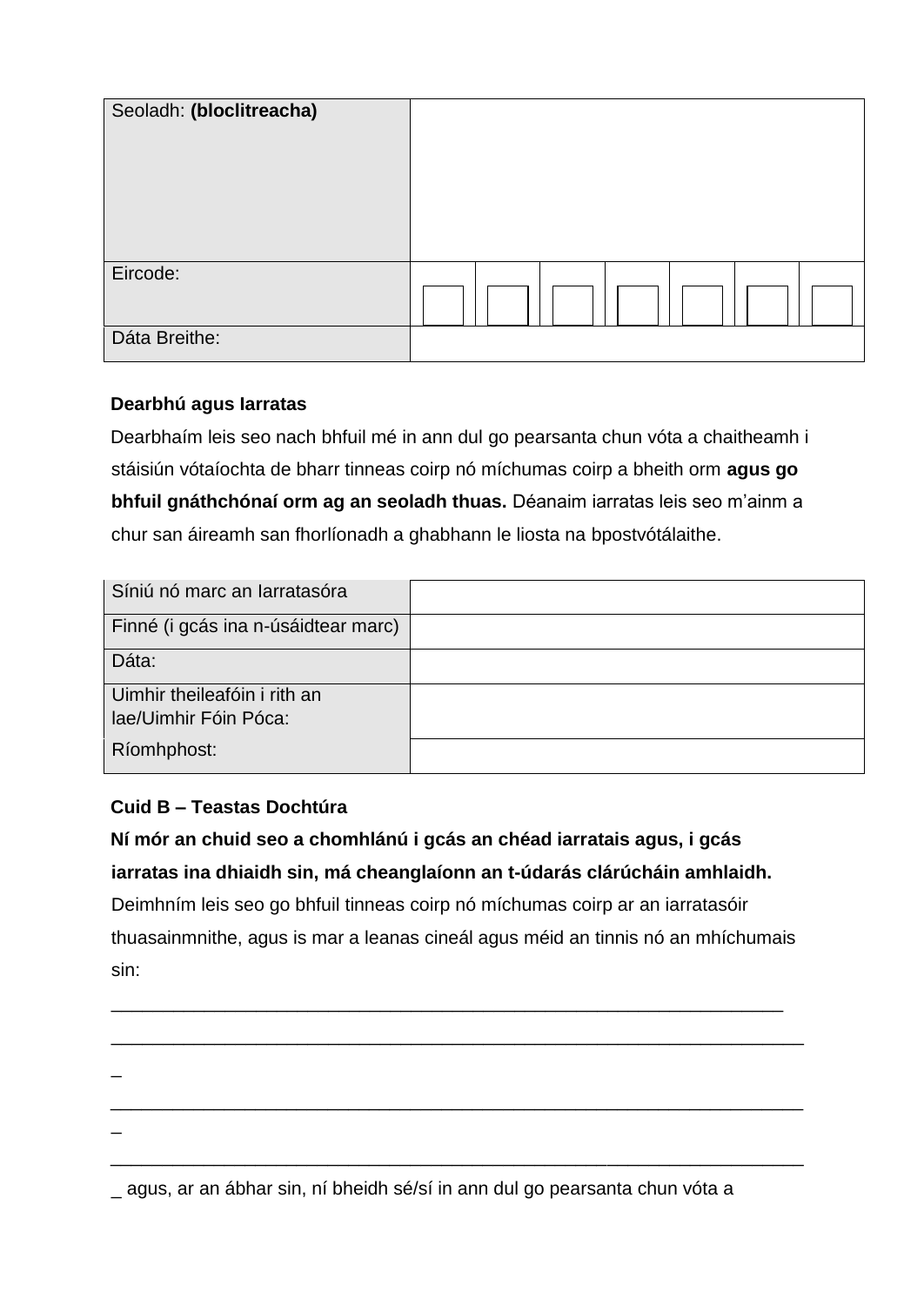| Seoladh: **(bloclitreacha)** | |
|---|---|
| Eircode: | ☐ ☐ ☐ ☐ ☐ ☐ ☐ |
| Dáta Breithe: | |

**Dearbhú agus Iarratas**

Dearbhaím leis seo nach bhfuil mé in ann dul go pearsanta chun vóta a chaitheamh i stáisiún vótaíochta de bharr tinneas coirp nó míchumas coirp a bheith orm **agus go bhfuil gnáthchónaí orm ag an seoladh thuas.** Déanaim iarratas leis seo m'ainm a chur san áireamh san fhorlíonadh a ghabhann le liosta na bpostvótálaithe.

| Síniú nó marc an Iarratasóra | |
|---|---|
| Finné (i gcás ina n-úsáidtear marc) | |
| Dáta: | |
| Uimhir theileafóin i rith an lae/Uimhir Fóin Póca: | |
| Ríomhphost: | |

**Cuid B – Teastas Dochtúra**

**Ní mór an chuid seo a chomhlánú i gcás an chéad iarratais agus, i gcás iarratas ina dhiaidh sin, má cheanglaíonn an t-údarás clárúcháin amhlaidh.**

Deimhním leis seo go bhfuil tinneas coirp nó míchumas coirp ar an iarratasóir thuasainmnithe, agus is mar a leanas cineál agus méid an tinnis nó an mhíchumais sin:

_______________________________________________________________

________________________________________________________________
_

________________________________________________________________
_

________________________________________________________________
_ agus, ar an ábhar sin, ní bheidh sé/sí in ann dul go pearsanta chun vóta a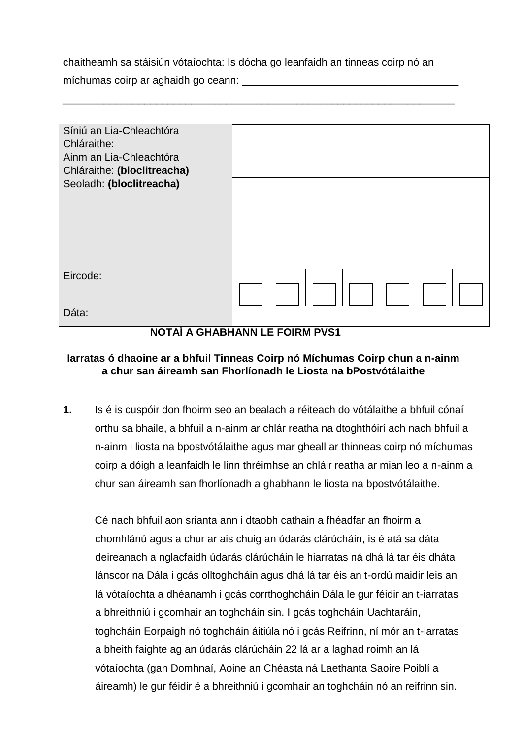chaitheamh sa stáisiún vótaíochta: Is dócha go leanfaidh an tinneas coirp nó an míchumas coirp ar aghaidh go ceann: _____________________________________

_____________________________________________________________________

| | |
|---|---|
| Síniú an Lia-Chleachtóra Chláraithe: | |
| Ainm an Lia-Chleachtóra Chláraithe: **(bloclitreacha)** | |
| Seoladh: **(bloclitreacha)** | |
| Eircode: | ☐ ☐ ☐ ☐ ☐ ☐ ☐ |
| Dáta: | |

**NOTAÍ A GHABHANN LE FOIRM PVS1**

**Iarratas ó dhaoine ar a bhfuil Tinneas Coirp nó Míchumas Coirp chun a n-ainm a chur san áireamh san Fhorlíonadh le Liosta na bPostvótálaithe**

**1.** Is é is cuspóir don fhoirm seo an bealach a réiteach do vótálaithe a bhfuil cónaí orthu sa bhaile, a bhfuil a n-ainm ar chlár reatha na dtoghthóirí ach nach bhfuil a n-ainm i liosta na bpostvótálaithe agus mar gheall ar thinneas coirp nó míchumas coirp a dóigh a leanfaidh le linn thréimhse an chláir reatha ar mian leo a n-ainm a chur san áireamh san fhorlíonadh a ghabhann le liosta na bpostvótálaithe.

Cé nach bhfuil aon srianta ann i dtaobh cathain a fhéadfar an fhoirm a chomhlánú agus a chur ar ais chuig an údarás clárúcháin, is é atá sa dáta deireanach a nglacfaidh údarás clárúcháin le hiarratas ná dhá lá tar éis dháta lánscor na Dála i gcás olltoghcháin agus dhá lá tar éis an t-ordú maidir leis an lá vótaíochta a dhéanamh i gcás corrthoghcháin Dála le gur féidir an t-iarratas a bhreithniú i gcomhair an toghcháin sin. I gcás toghcháin Uachtaráin, toghcháin Eorpaigh nó toghcháin áitiúla nó i gcás Reifrinn, ní mór an t-iarratas a bheith faighte ag an údarás clárúcháin 22 lá ar a laghad roimh an lá vótaíochta (gan Domhnaí, Aoine an Chéasta ná Laethanta Saoire Poiblí a áireamh) le gur féidir é a bhreithniú i gcomhair an toghcháin nó an reifrinn sin.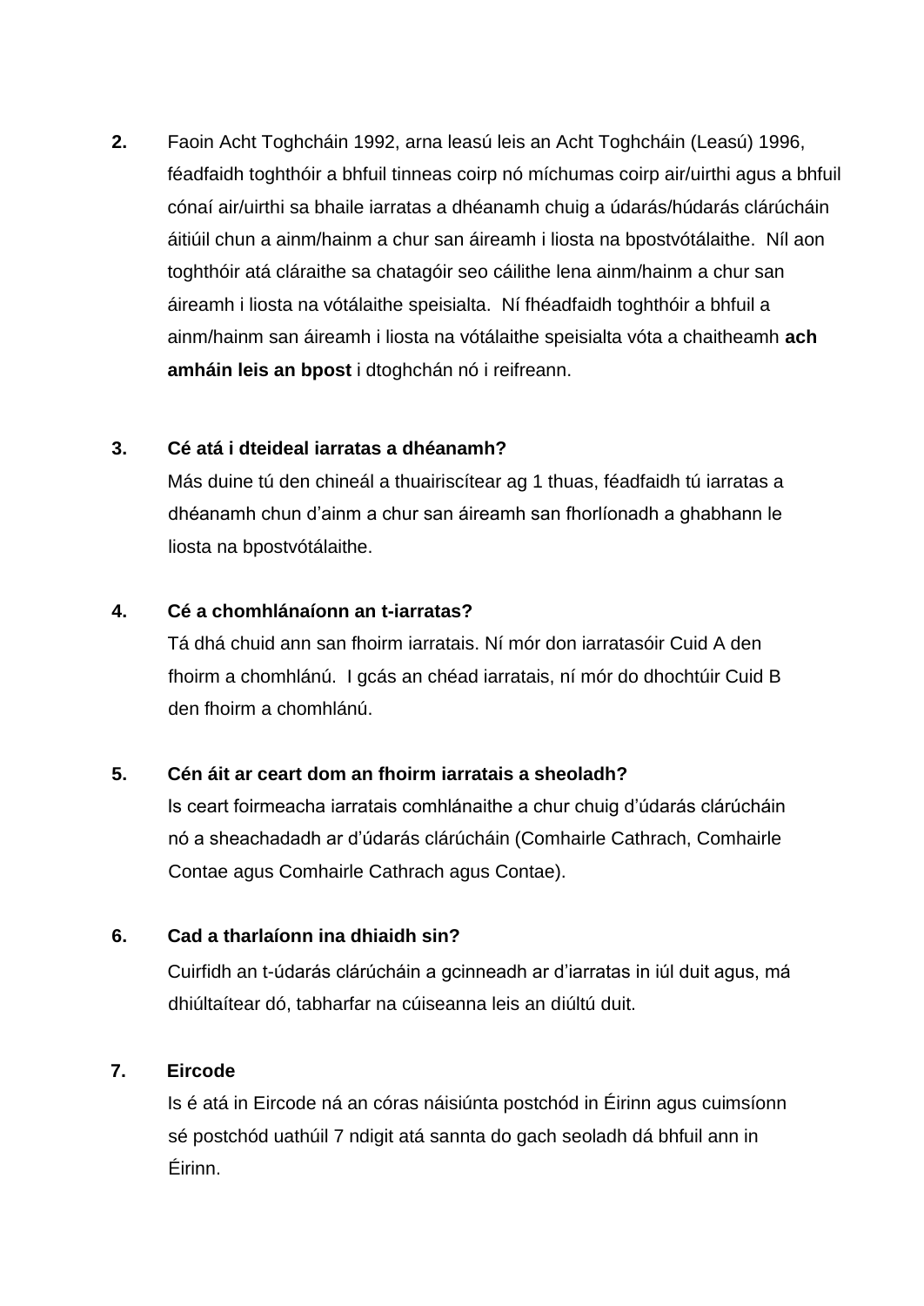**2.** Faoin Acht Toghcháin 1992, arna leasú leis an Acht Toghcháin (Leasú) 1996, féadfaidh toghthóir a bhfuil tinneas coirp nó míchumas coirp air/uirthi agus a bhfuil cónaí air/uirthi sa bhaile iarratas a dhéanamh chuig a údarás/húdarás clárúcháin áitiúil chun a ainm/hainm a chur san áireamh i liosta na bpostvótálaithe. Níl aon toghthóir atá cláraithe sa chatagóir seo cáilithe lena ainm/hainm a chur san áireamh i liosta na vótálaithe speisialta. Ní fhéadfaidh toghthóir a bhfuil a ainm/hainm san áireamh i liosta na vótálaithe speisialta vóta a chaitheamh **ach amháin leis an bpost** i dtoghchán nó i reifreann.

**3. Cé atá i dteideal iarratas a dhéanamh?**

Más duine tú den chineál a thuairiscítear ag 1 thuas, féadfaidh tú iarratas a dhéanamh chun d'ainm a chur san áireamh san fhorlíonadh a ghabhann le liosta na bpostvótálaithe.

**4. Cé a chomhlánaíonn an t-iarratas?**

Tá dhá chuid ann san fhoirm iarratais. Ní mór don iarratasóir Cuid A den fhoirm a chomhlánú. I gcás an chéad iarratais, ní mór do dhochtúir Cuid B den fhoirm a chomhlánú.

**5. Cén áit ar ceart dom an fhoirm iarratais a sheoladh?**

Is ceart foirmeacha iarratais comhlánaithe a chur chuig d'údarás clárúcháin nó a sheachadadh ar d'údarás clárúcháin (Comhairle Cathrach, Comhairle Contae agus Comhairle Cathrach agus Contae).

**6. Cad a tharlaíonn ina dhiaidh sin?**

Cuirfidh an t-údarás clárúcháin a gcinneadh ar d'iarratas in iúl duit agus, má dhiúltaítear dó, tabharfar na cúiseanna leis an diúltú duit.

**7. Eircode**

Is é atá in Eircode ná an córas náisiúnta postchód in Éirinn agus cuimsíonn sé postchód uathúil 7 ndigit atá sannta do gach seoladh dá bhfuil ann in Éirinn.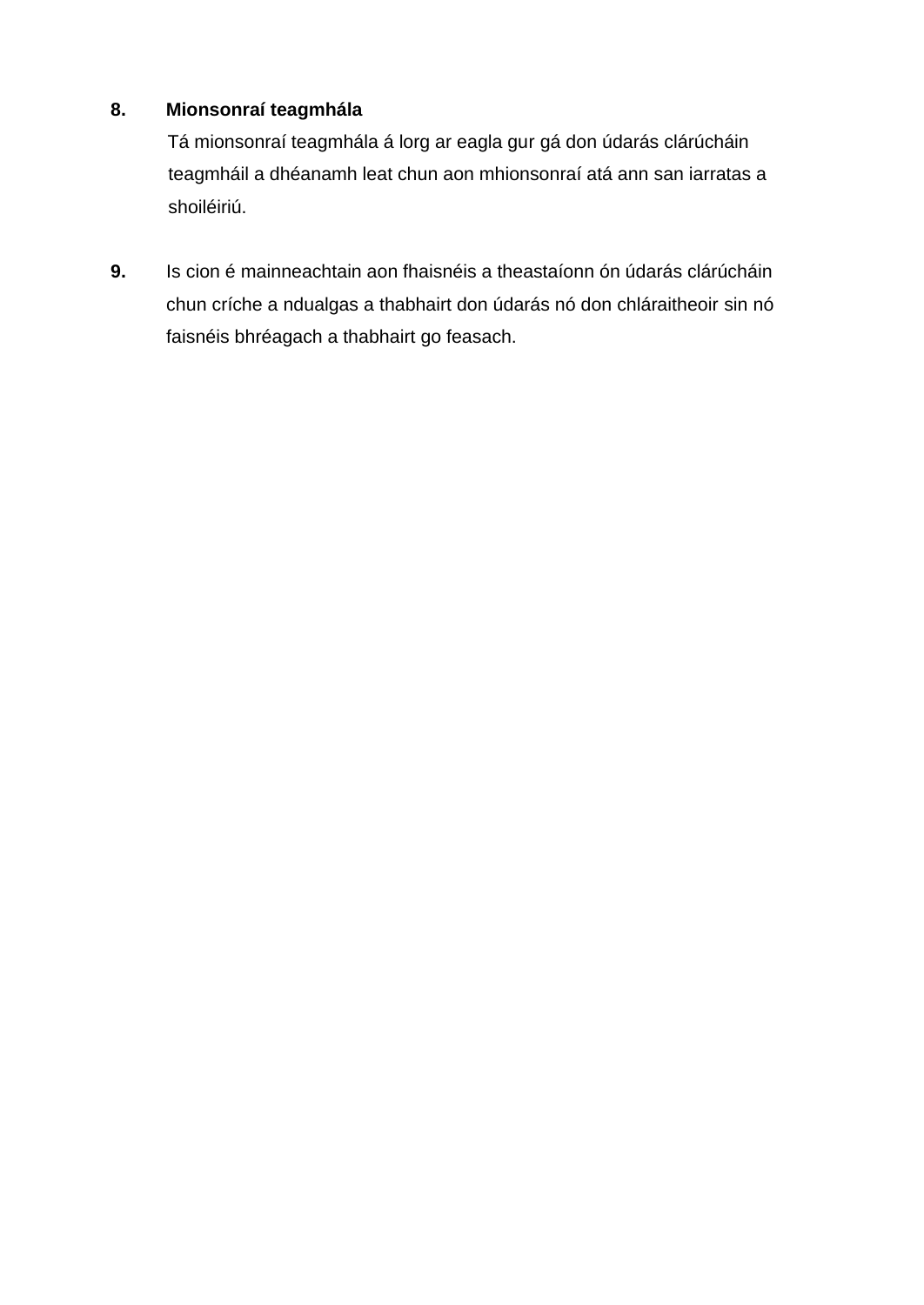**8. Mionsonraí teagmhála**

Tá mionsonraí teagmhála á lorg ar eagla gur gá don údarás clárúcháin teagmháil a dhéanamh leat chun aon mhionsonraí atá ann san iarratas a shoiléiriú.

**9.** Is cion é mainneachtain aon fhaisnéis a theastaíonn ón údarás clárúcháin chun críche a ndualgas a thabhairt don údarás nó don chláraitheoir sin nó faisnéis bhréagach a thabhairt go feasach.